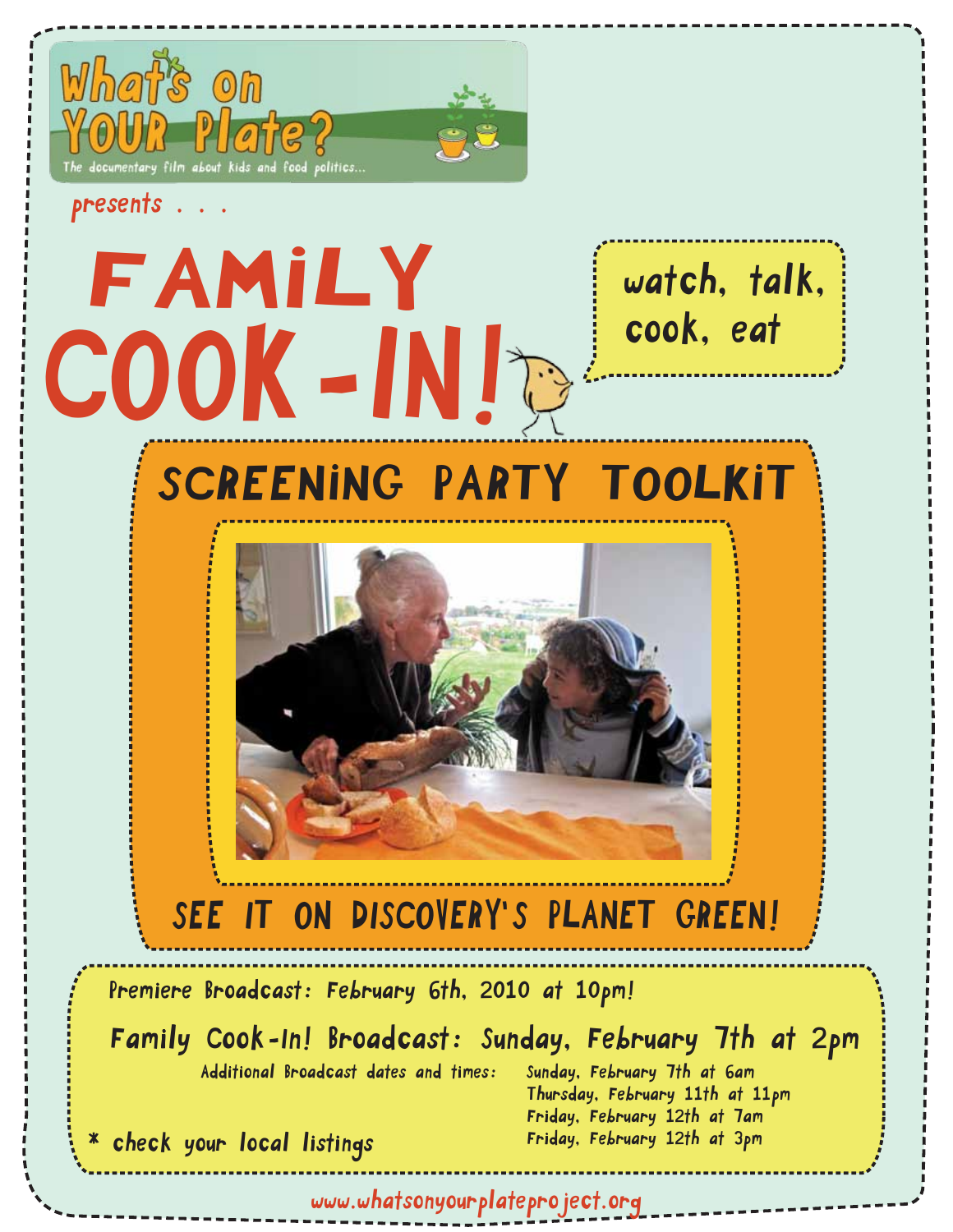What's on YOUR Plate?

The documentary film about kids and food politics...

presents . . .

# FAMILY COOK-IN!

watch, talk, cook, eat

## SCREENING PARTY TOOLKIT

SEE IT ON DISCOVERY'S PLANET GREEN!

Premiere Broadcast: February 6th, 2010 at 10pm!

**Family Cook-In! Broadcast: Sunday, February 7th at 2pm**

Additional Broadcast dates and times:

- Sunday, February 7th at 6am
- Thursday, February 11th at 11pm
- Friday, February 12th at 7am
- Friday, February 12th at 3pm

* check your local listings

www.whatsonyourplateproject.org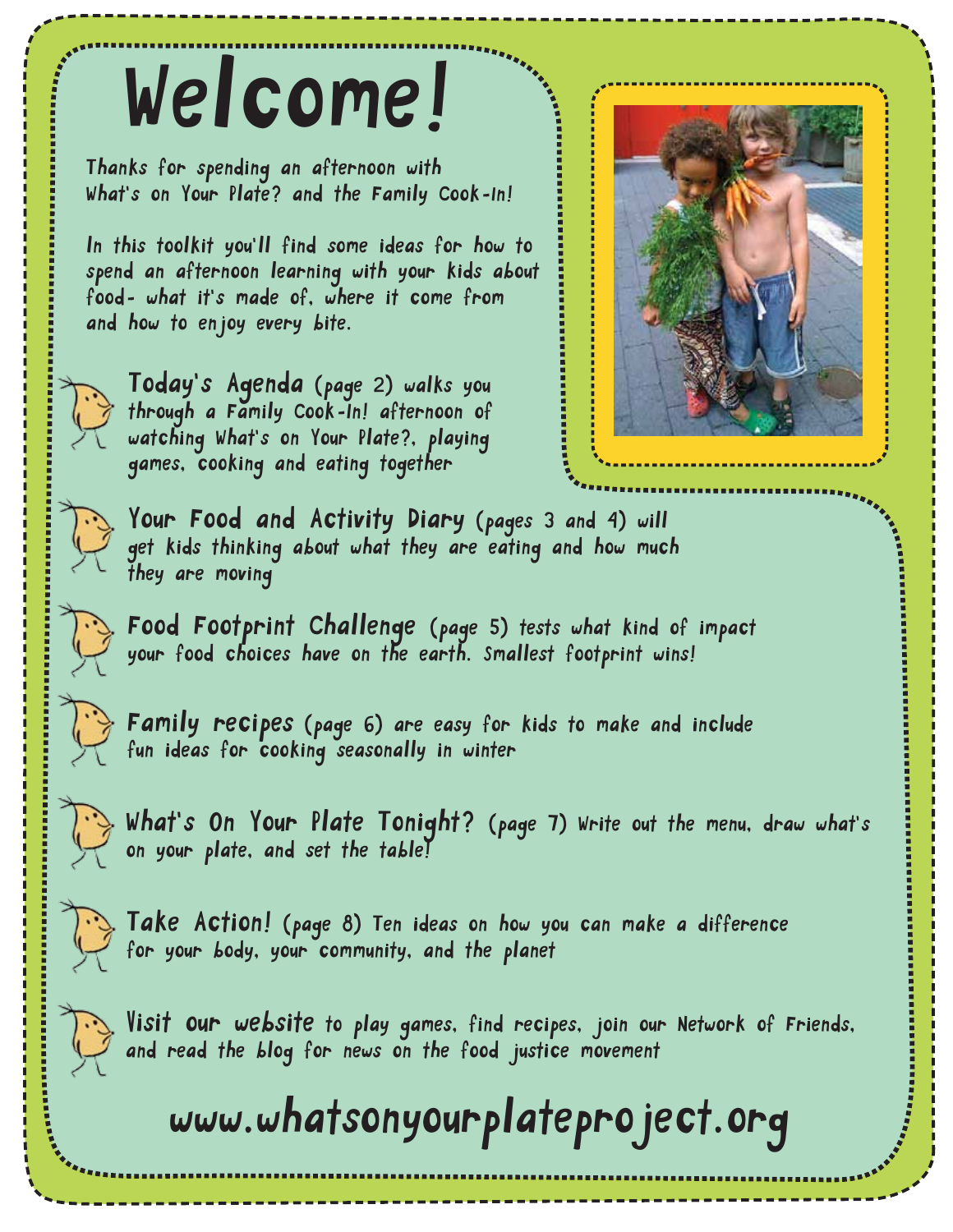# Welcome!

Thanks for spending an afternoon with What's on Your Plate? and the Family Cook-In!

In this toolkit you'll find some ideas for how to spend an afternoon learning with your kids about food- what it's made of, where it come from and how to enjoy every bite.

- **Today's Agenda** (page 2) walks you through a Family Cook-In! afternoon of watching What's on Your Plate?, playing games, cooking and eating together
- **Your Food and Activity Diary** (pages 3 and 4) will get kids thinking about what they are eating and how much they are moving
- **Food Footprint Challenge** (page 5) tests what kind of impact your food choices have on the earth. Smallest footprint wins!
- **Family recipes** (page 6) are easy for kids to make and include fun ideas for cooking seasonally in winter
- **What's On Your Plate Tonight?** (page 7) Write out the menu, draw what's on your plate, and set the table!
- **Take Action!** (page 8) Ten ideas on how you can make a difference for your body, your community, and the planet
- **Visit our website** to play games, find recipes, join our Network of Friends, and read the blog for news on the food justice movement

**www.whatsonyourplateproject.org**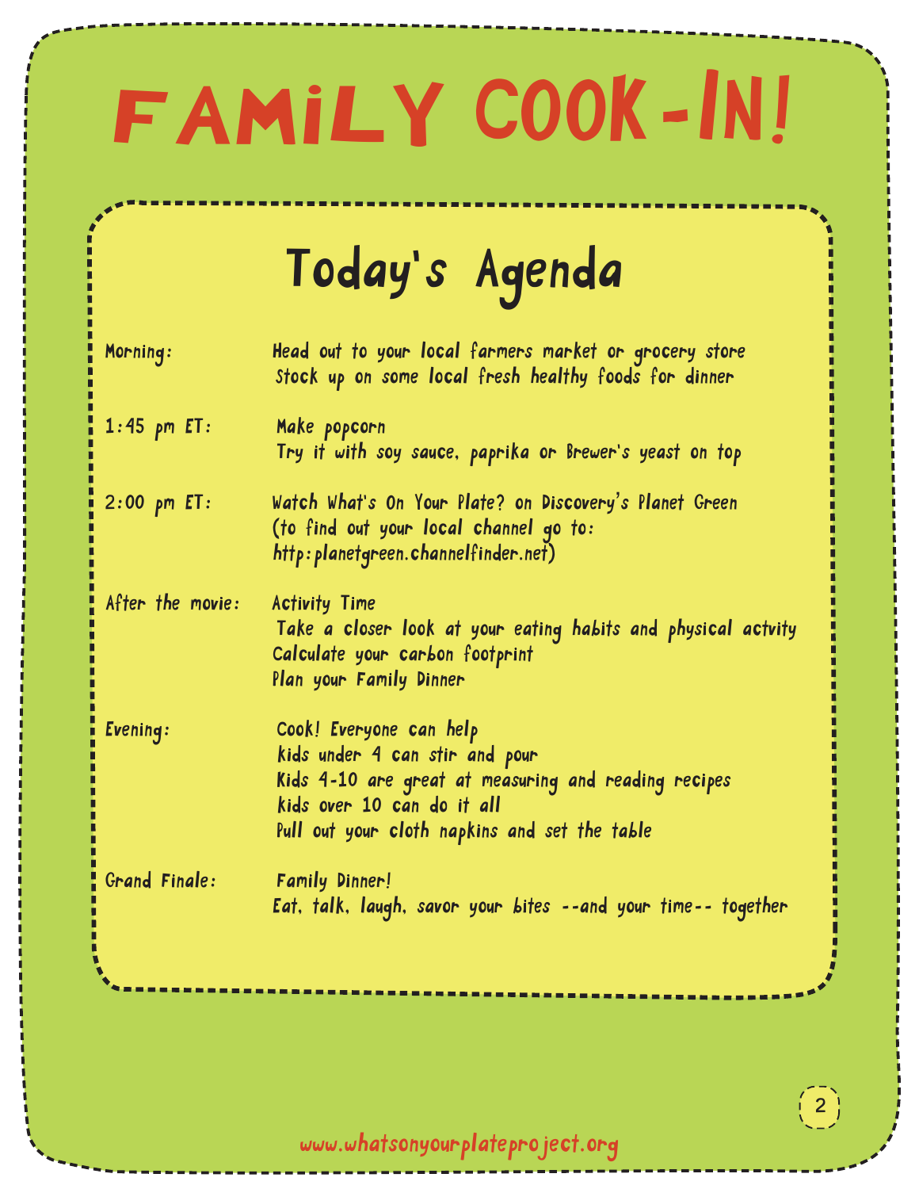# FAMiLY COOK-IN!

## Today's Agenda

| | |
|---|---|
| Morning: | Head out to your local farmers market or grocery store<br>Stock up on some local fresh healthy foods for dinner |
| 1:45 pm ET: | Make popcorn<br>Try it with soy sauce, paprika or Brewer's yeast on top |
| 2:00 pm ET: | Watch What's On Your Plate? on Discovery's Planet Green<br>(to find out your local channel go to:<br>http:planetgreen.channelfinder.net) |
| After the movie: | Activity Time<br>Take a closer look at your eating habits and physical actvity<br>Calculate your carbon footprint<br>Plan your Family Dinner |
| Evening: | Cook! Everyone can help<br>kids under 4 can stir and pour<br>Kids 4-10 are great at measuring and reading recipes<br>kids over 10 can do it all<br>Pull out your cloth napkins and set the table |
| Grand Finale: | Family Dinner!<br>Eat, talk, laugh, savor your bites --and your time-- together |

www.whatsonyourplateproject.org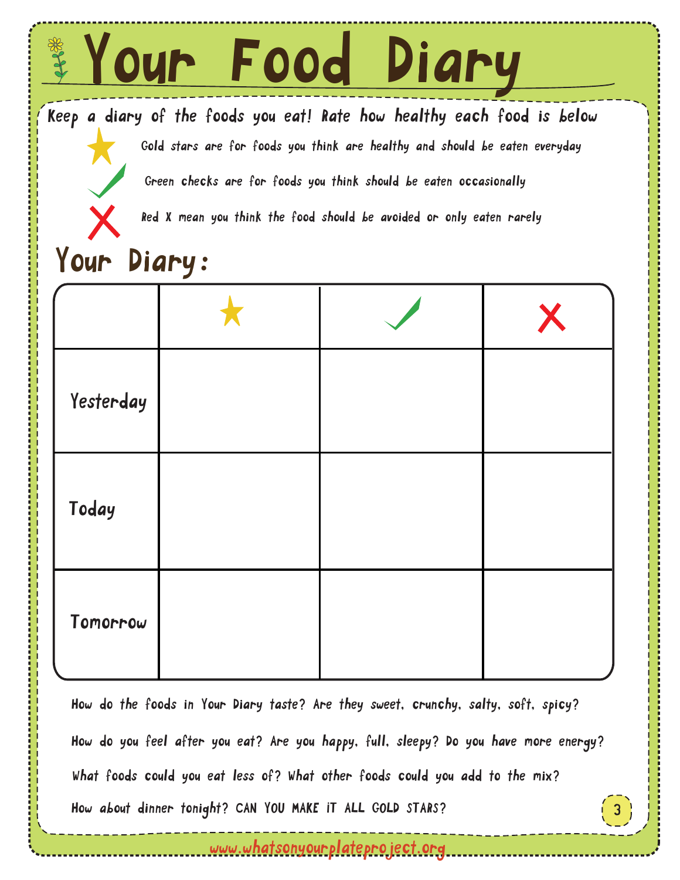# Your Food Diary

Keep a diary of the foods you eat! Rate how healthy each food is below

- ★ Gold stars are for foods you think are healthy and should be eaten everyday
- ✓ Green checks are for foods you think should be eaten occasionally
- ✗ Red X mean you think the food should be avoided or only eaten rarely

## Your Diary:

| | ★ | ✓ | ✗ |
|---|---|---|---|
| Yesterday | | | |
| Today | | | |
| Tomorrow | | | |

How do the foods in Your Diary taste? Are they sweet, crunchy, salty, soft, spicy?

How do you feel after you eat? Are you happy, full, sleepy? Do you have more energy?

What foods could you eat less of? What other foods could you add to the mix?

How about dinner tonight? CAN YOU MAKE IT ALL GOLD STARS?

www.whatsonyourplateproject.org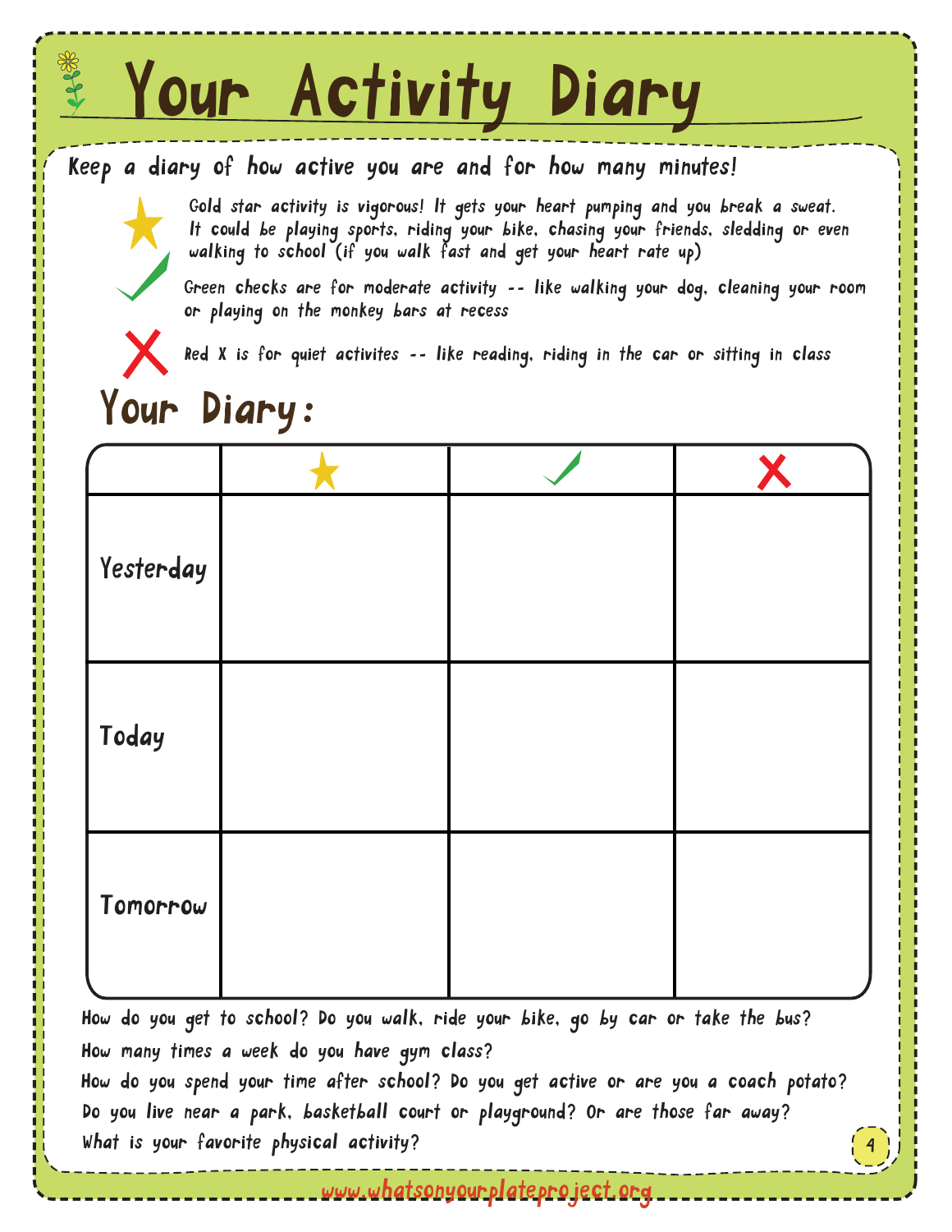# Your Activity Diary

Keep a diary of how active you are and for how many minutes!

★ Gold star activity is vigorous! It gets your heart pumping and you break a sweat. It could be playing sports, riding your bike, chasing your friends, sledding or even walking to school (if you walk fast and get your heart rate up)

✓ Green checks are for moderate activity -- like walking your dog, cleaning your room or playing on the monkey bars at recess

✗ Red X is for quiet activites -- like reading, riding in the car or sitting in class

## Your Diary:

| | ★ | ✓ | ✗ |
|---|---|---|---|
| Yesterday | | | |
| Today | | | |
| Tomorrow | | | |

How do you get to school? Do you walk, ride your bike, go by car or take the bus?

How many times a week do you have gym class?

How do you spend your time after school? Do you get active or are you a coach potato?

Do you live near a park, basketball court or playground? Or are those far away?

What is your favorite physical activity?

www.whatsonyourplateproject.org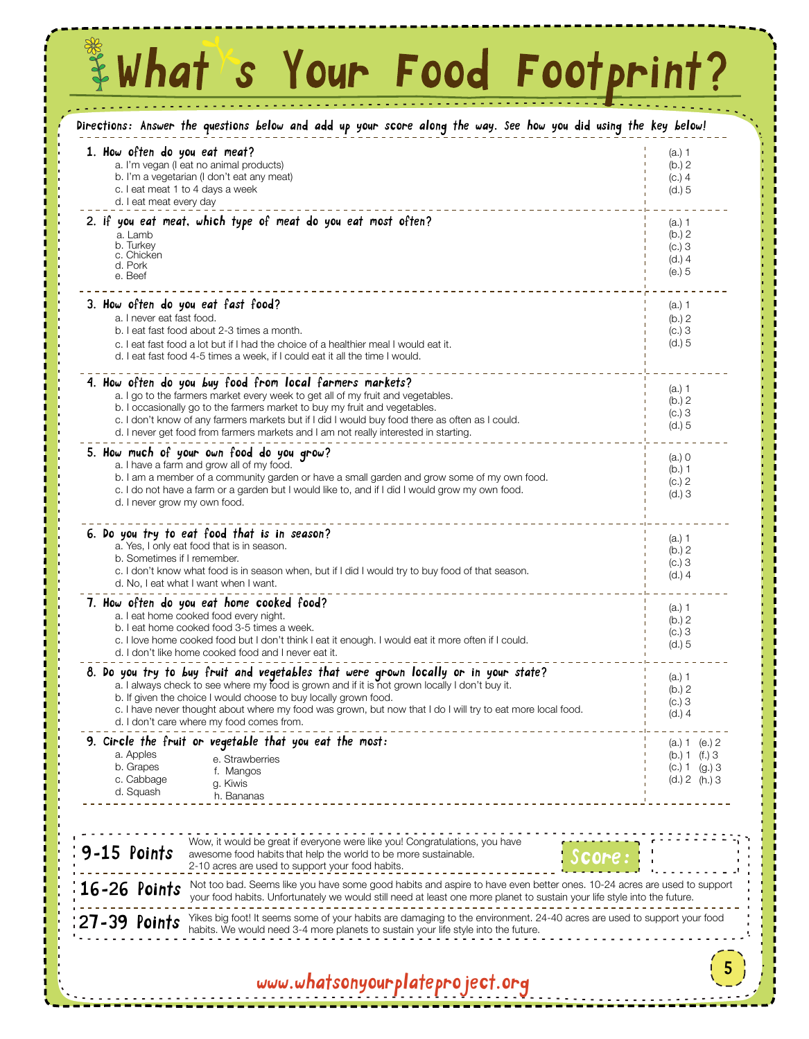# What's Your Food Footprint?

Directions: Answer the questions below and add up your score along the way. See how you did using the key below!

**1. How often do you eat meat?**

a. I'm vegan (I eat no animal products)
b. I'm a vegetarian (I don't eat any meat)
c. I eat meat 1 to 4 days a week
d. I eat meat every day

(a.) 1
(b.) 2
(c.) 4
(d.) 5

**2. If you eat meat, which type of meat do you eat most often?**

a. Lamb
b. Turkey
c. Chicken
d. Pork
e. Beef

(a.) 1
(b.) 2
(c.) 3
(d.) 4
(e.) 5

**3. How often do you eat fast food?**

a. I never eat fast food.
b. I eat fast food about 2-3 times a month.
c. I eat fast food a lot but if I had the choice of a healthier meal I would eat it.
d. I eat fast food 4-5 times a week, if I could eat it all the time I would.

(a.) 1
(b.) 2
(c.) 3
(d.) 5

**4. How often do you buy food from local farmers markets?**

a. I go to the farmers market every week to get all of my fruit and vegetables.
b. I occasionally go to the farmers market to buy my fruit and vegetables.
c. I don't know of any farmers markets but if I did I would buy food there as often as I could.
d. I never get food from farmers markets and I am not really interested in starting.

(a.) 1
(b.) 2
(c.) 3
(d.) 5

**5. How much of your own food do you grow?**

a. I have a farm and grow all of my food.
b. I am a member of a community garden or have a small garden and grow some of my own food.
c. I do not have a farm or a garden but I would like to, and if I did I would grow my own food.
d. I never grow my own food.

(a.) 0
(b.) 1
(c.) 2
(d.) 3

**6. Do you try to eat food that is in season?**

a. Yes, I only eat food that is in season.
b. Sometimes if I remember.
c. I don't know what food is in season when, but if I did I would try to buy food of that season.
d. No, I eat what I want when I want.

(a.) 1
(b.) 2
(c.) 3
(d.) 4

**7. How often do you eat home cooked food?**

a. I eat home cooked food every night.
b. I eat home cooked food 3-5 times a week.
c. I love home cooked food but I don't think I eat it enough. I would eat it more often if I could.
d. I don't like home cooked food and I never eat it.

(a.) 1
(b.) 2
(c.) 3
(d.) 5

**8. Do you try to buy fruit and vegetables that were grown locally or in your state?**

a. I always check to see where my food is grown and if it is not grown locally I don't buy it.
b. If given the choice I would choose to buy locally grown food.
c. I have never thought about where my food was grown, but now that I do I will try to eat more local food.
d. I don't care where my food comes from.

(a.) 1
(b.) 2
(c.) 3
(d.) 4

**9. Circle the fruit or vegetable that you eat the most:**

a. Apples
b. Grapes
c. Cabbage
d. Squash
e. Strawberries
f. Mangos
g. Kiwis
h. Bananas

(a.) 1 (e.) 2
(b.) 1 (f.) 3
(c.) 1 (g.) 3
(d.) 2 (h.) 3

**9-15 Points** Wow, it would be great if everyone were like you! Congratulations, you have awesome food habits that help the world to be more sustainable. 2-10 acres are used to support your food habits.

**Score:** ______

**16-26 Points** Not too bad. Seems like you have some good habits and aspire to have even better ones. 10-24 acres are used to support your food habits. Unfortunately we would still need at least one more planet to sustain your life style into the future.

**27-39 Points** Yikes big foot! It seems some of your habits are damaging to the environment. 24-40 acres are used to support your food habits. We would need 3-4 more planets to sustain your life style into the future.

www.whatsonyourplateproject.org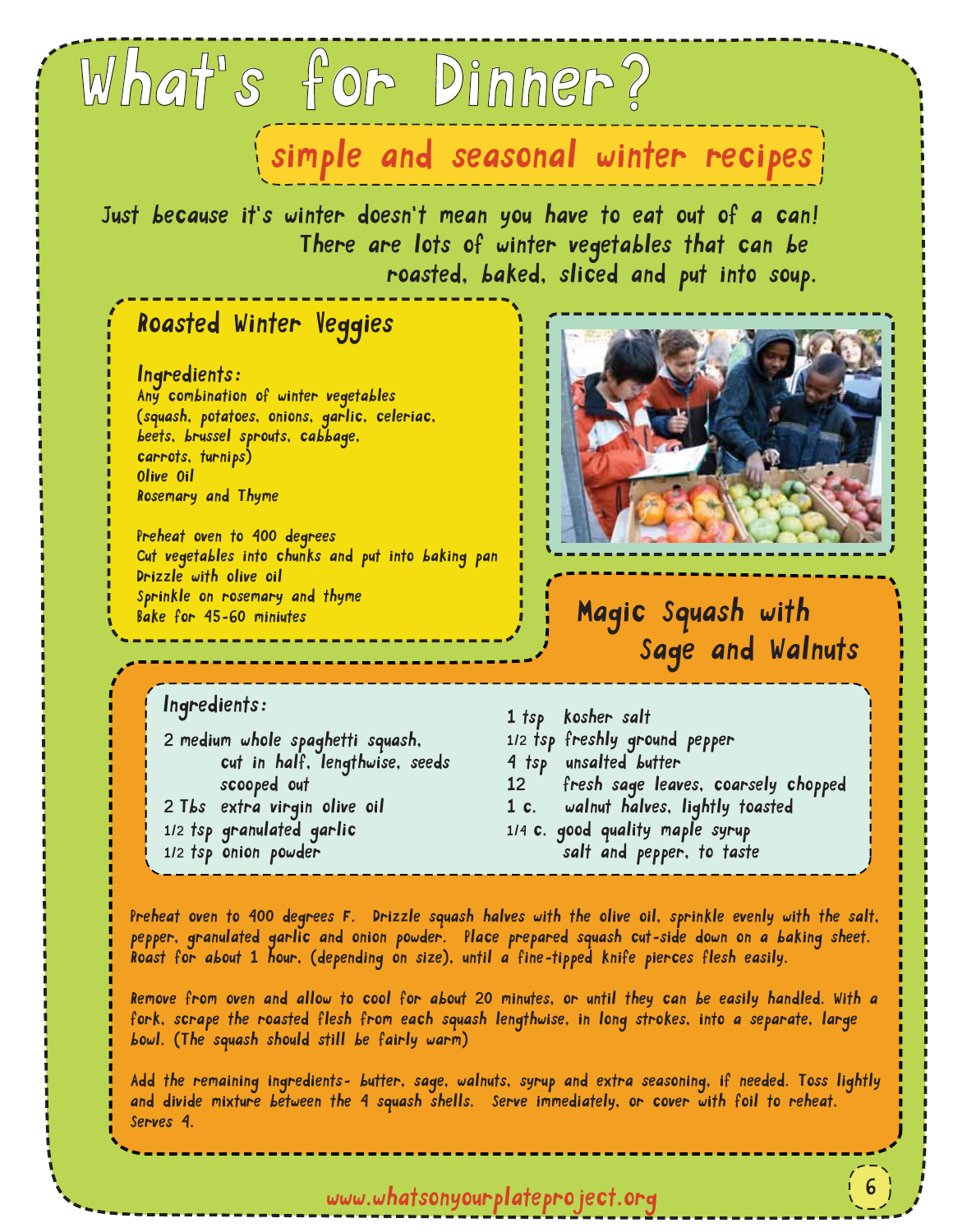# What's for Dinner?

## simple and seasonal winter recipes

Just because it's winter doesn't mean you have to eat out of a can! There are lots of winter vegetables that can be roasted, baked, sliced and put into soup.

### Roasted Winter Veggies

**Ingredients:**

Any combination of winter vegetables (squash, potatoes, onions, garlic, celeriac, beets, brussel sprouts, cabbage, carrots, turnips)
Olive Oil
Rosemary and Thyme

Preheat oven to 400 degrees
Cut vegetables into chunks and put into baking pan
Drizzle with olive oil
Sprinkle on rosemary and thyme
Bake for 45-60 miniutes

### Magic Squash with Sage and Walnuts

**Ingredients:**

- 2 medium whole spaghetti squash, cut in half, lengthwise, seeds scooped out
- 2 Tbs extra virgin olive oil
- 1/2 tsp granulated garlic
- 1/2 tsp onion powder
- 1 tsp kosher salt
- 1/2 tsp freshly ground pepper
- 4 tsp unsalted butter
- 12 fresh sage leaves, coarsely chopped
- 1 c. walnut halves, lightly toasted
- 1/4 c. good quality maple syrup
- salt and pepper, to taste

Preheat oven to 400 degrees F. Drizzle squash halves with the olive oil, sprinkle evenly with the salt, pepper, granulated garlic and onion powder. Place prepared squash cut-side down on a baking sheet. Roast for about 1 hour, (depending on size), until a fine-tipped knife pierces flesh easily.

Remove from oven and allow to cool for about 20 minutes, or until they can be easily handled. With a fork, scrape the roasted flesh from each squash lengthwise, in long strokes, into a separate, large bowl. (The squash should still be fairly warm)

Add the remaining ingredients- butter, sage, walnuts, syrup and extra seasoning, if needed. Toss lightly and divide mixture between the 4 squash shells. Serve immediately, or cover with foil to reheat. Serves 4.

www.whatsonyourplateproject.org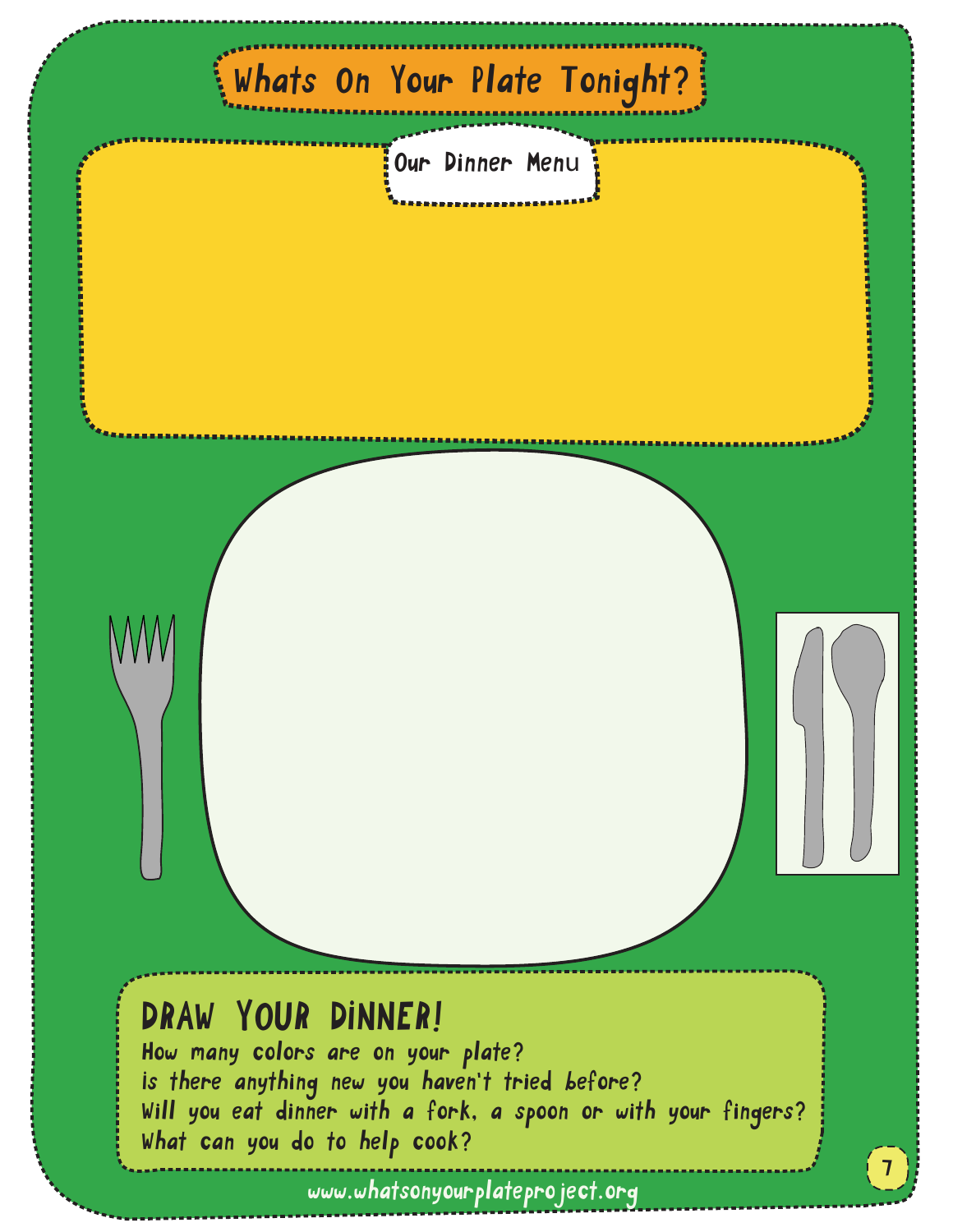# Whats On Your Plate Tonight?

## Our Dinner Menu

## DRAW YOUR DINNER!

How many colors are on your plate?
is there anything new you haven't tried before?
Will you eat dinner with a fork, a spoon or with your fingers?
What can you do to help cook?

www.whatsonyourplateproject.org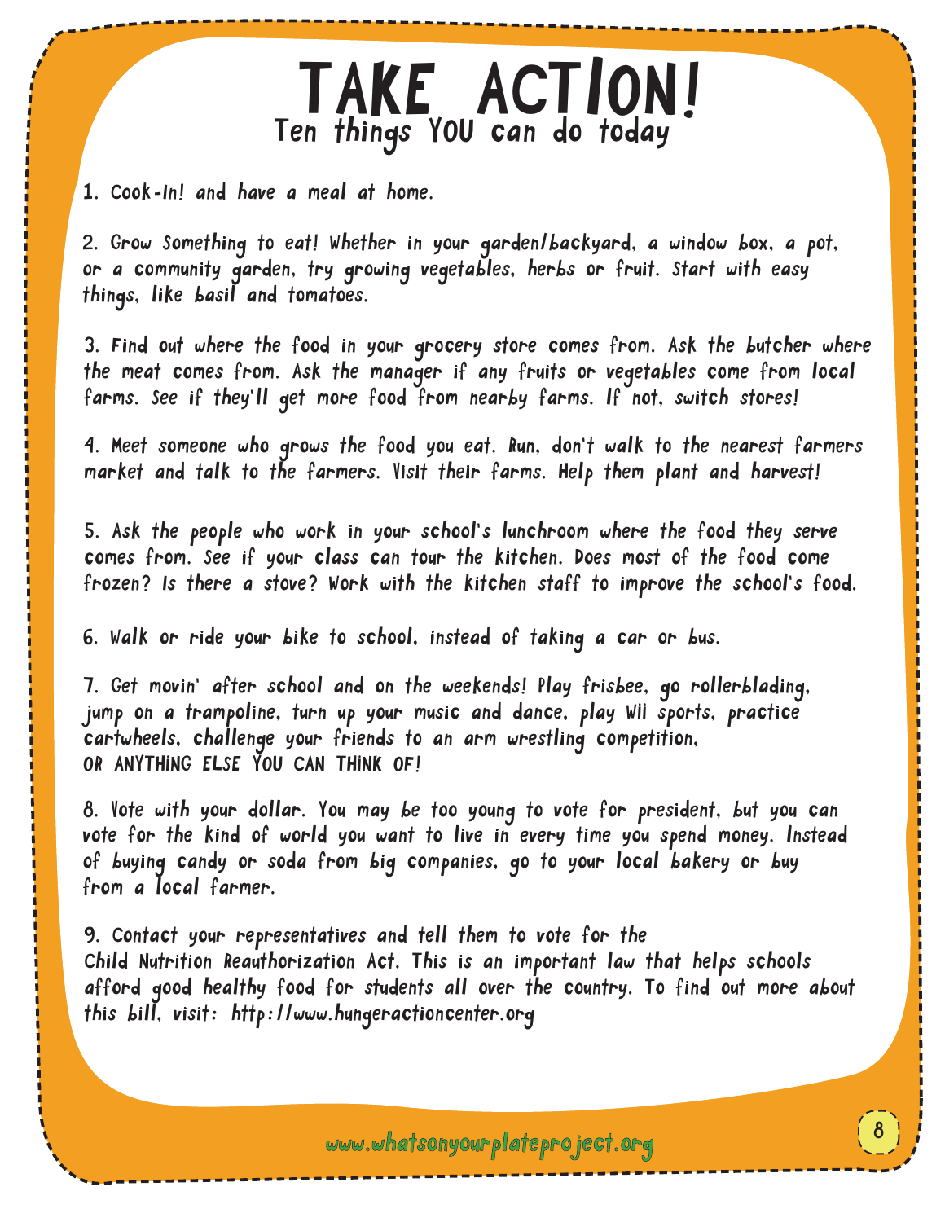# TAKE ACTION!

## Ten things YOU can do today

1. Cook-In! and have a meal at home.

2. Grow Something to eat! Whether in your garden/backyard, a window box, a pot, or a community garden, try growing vegetables, herbs or fruit. Start with easy things, like basil and tomatoes.

3. Find out where the food in your grocery store comes from. Ask the butcher where the meat comes from. Ask the manager if any fruits or vegetables come from local farms. See if they'll get more food from nearby farms. If not, switch stores!

4. Meet someone who grows the food you eat. Run, don't walk to the nearest farmers market and talk to the farmers. Visit their farms. Help them plant and harvest!

5. Ask the people who work in your school's lunchroom where the food they serve comes from. See if your class can tour the kitchen. Does most of the food come frozen? Is there a stove? Work with the kitchen staff to improve the school's food.

6. Walk or ride your bike to school, instead of taking a car or bus.

7. Get movin' after school and on the weekends! Play frisbee, go rollerblading, jump on a trampoline, turn up your music and dance, play Wii sports, practice cartwheels, challenge your friends to an arm wrestling competition, OR ANYTHING ELSE YOU CAN THINK OF!

8. Vote with your dollar. You may be too young to vote for president, but you can vote for the kind of world you want to live in every time you spend money. Instead of buying candy or soda from big companies, go to your local bakery or buy from a local farmer.

9. Contact your representatives and tell them to vote for the Child Nutrition Reauthorization Act. This is an important law that helps schools afford good healthy food for students all over the country. To find out more about this bill, visit: http://www.hungeractioncenter.org

www.whatsonyourplateproject.org